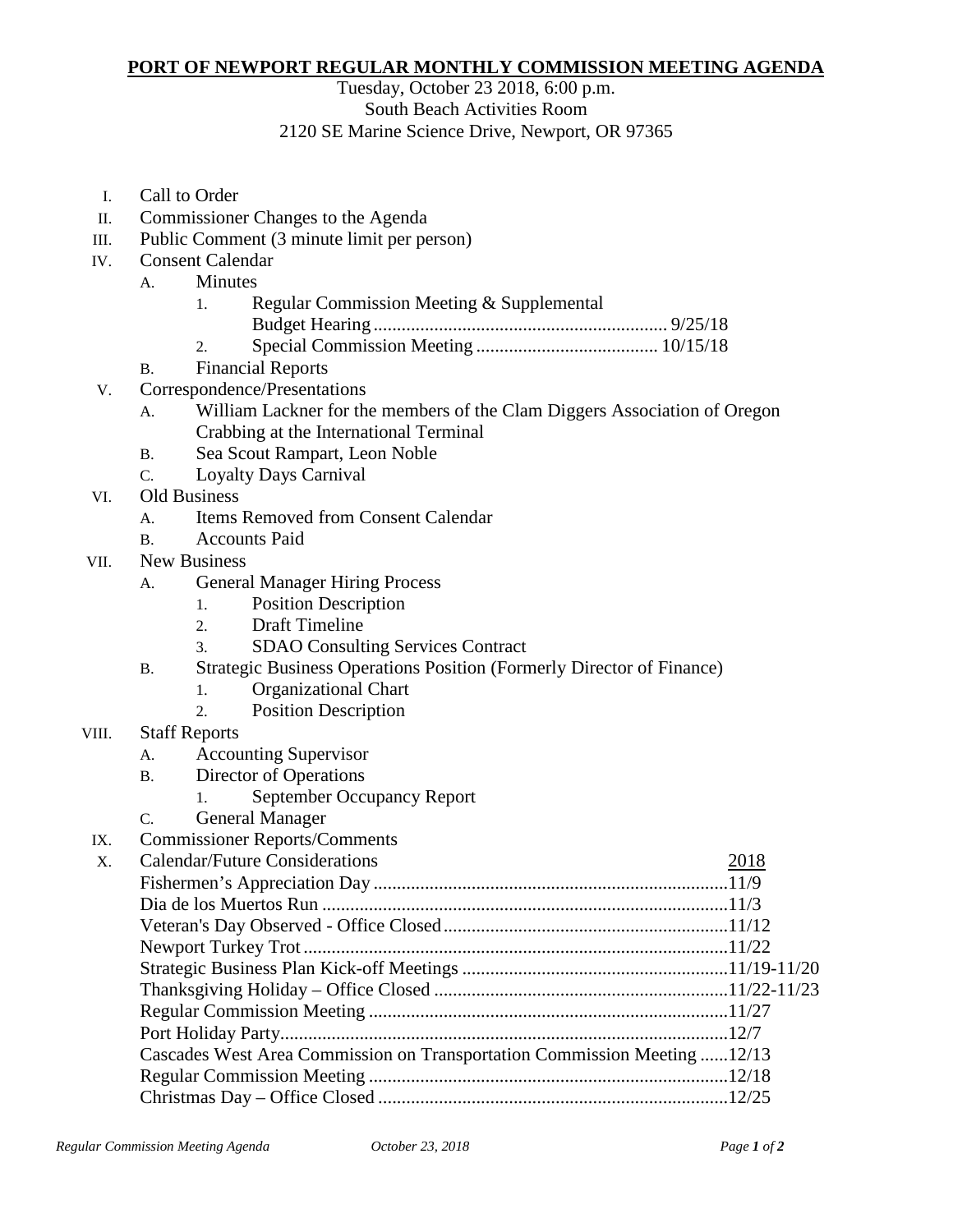# PORT OF NEWPORT REGULAR MONTHLY COMMISSION MEETING AGENDA

Tuesday, October 23 2018, 6:00 p.m.
South Beach Activities Room
2120 SE Marine Science Drive, Newport, OR 97365

I. Call to Order

II. Commissioner Changes to the Agenda

III. Public Comment (3 minute limit per person)

IV. Consent Calendar
   - A. Minutes
      1. Regular Commission Meeting & Supplemental Budget Hearing .............................................................. 9/25/18
      2. Special Commission Meeting ...................................... 10/15/18
   - B. Financial Reports

V. Correspondence/Presentations
   - A. William Lackner for the members of the Clam Diggers Association of Oregon Crabbing at the International Terminal
   - B. Sea Scout Rampart, Leon Noble
   - C. Loyalty Days Carnival

VI. Old Business
   - A. Items Removed from Consent Calendar
   - B. Accounts Paid

VII. New Business
   - A. General Manager Hiring Process
      1. Position Description
      2. Draft Timeline
      3. SDAO Consulting Services Contract
   - B. Strategic Business Operations Position (Formerly Director of Finance)
      1. Organizational Chart
      2. Position Description

VIII. Staff Reports
   - A. Accounting Supervisor
   - B. Director of Operations
      1. September Occupancy Report
   - C. General Manager

IX. Commissioner Reports/Comments

X. Calendar/Future Considerations

| | 2018 |
|---|---|
| Fishermen's Appreciation Day | 11/9 |
| Dia de los Muertos Run | 11/3 |
| Veteran's Day Observed - Office Closed | 11/12 |
| Newport Turkey Trot | 11/22 |
| Strategic Business Plan Kick-off Meetings | 11/19-11/20 |
| Thanksgiving Holiday – Office Closed | 11/22-11/23 |
| Regular Commission Meeting | 11/27 |
| Port Holiday Party | 12/7 |
| Cascades West Area Commission on Transportation Commission Meeting | 12/13 |
| Regular Commission Meeting | 12/18 |
| Christmas Day – Office Closed | 12/25 |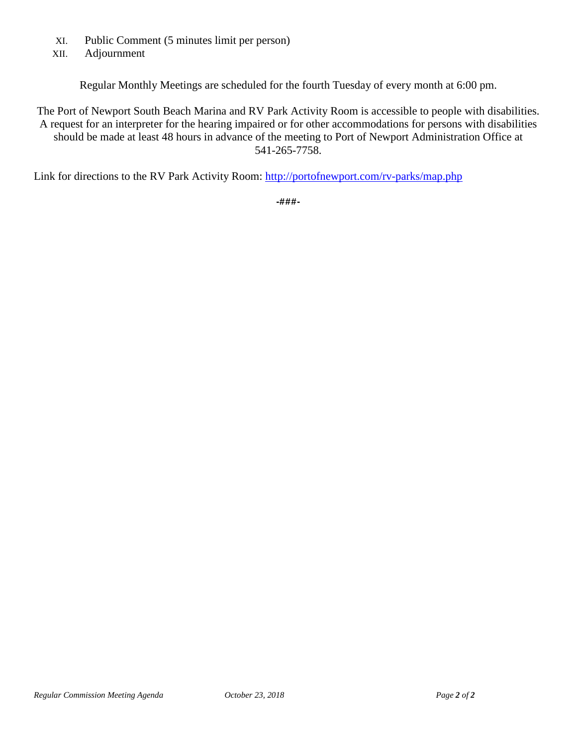XI. Public Comment (5 minutes limit per person)
XII. Adjournment

Regular Monthly Meetings are scheduled for the fourth Tuesday of every month at 6:00 pm.

The Port of Newport South Beach Marina and RV Park Activity Room is accessible to people with disabilities. A request for an interpreter for the hearing impaired or for other accommodations for persons with disabilities should be made at least 48 hours in advance of the meeting to Port of Newport Administration Office at 541-265-7758.

Link for directions to the RV Park Activity Room: http://portofnewport.com/rv-parks/map.php

**-###-**